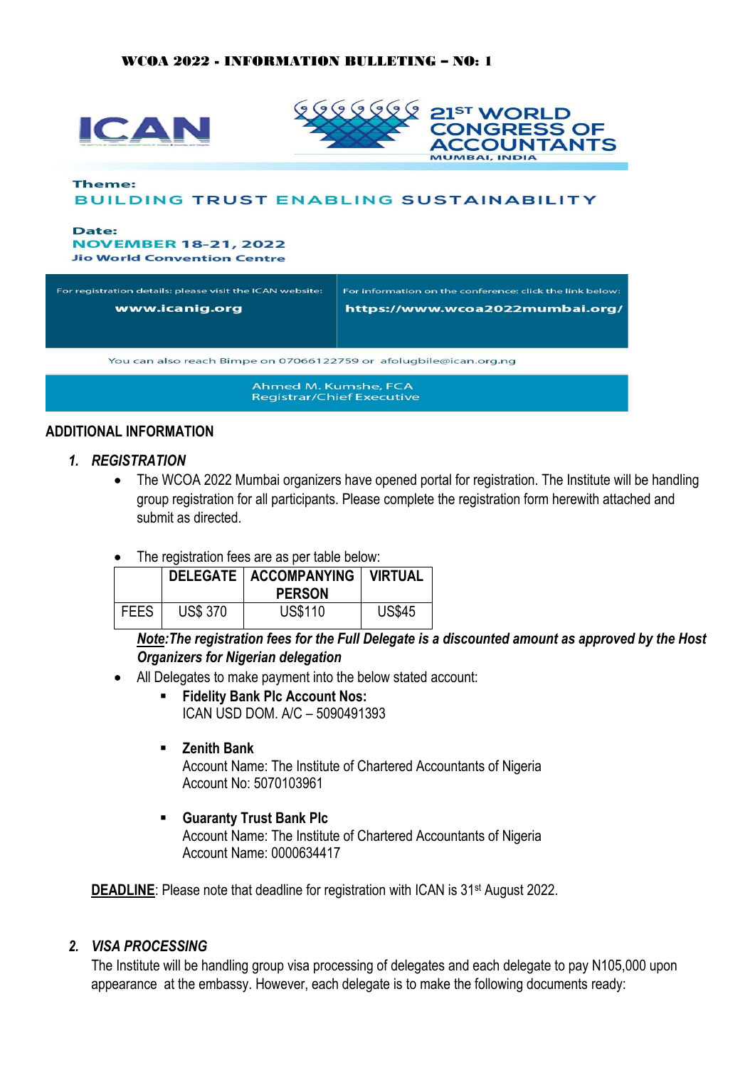**WCOA 2022 - INFORMATION BULLETING – NO: 1**

ICAN

21ST WORLD CONGRESS OF ACCOUNTANTS
MUMBAI, INDIA

**Theme:**
**BUILDING TRUST ENABLING SUSTAINABILITY**

**Date:**
**NOVEMBER 18-21, 2022**
**Jio World Convention Centre**

| For registration details: please visit the ICAN website: | For information on the conference: click the link below: |
|---|---|
| **www.icanig.org** | **https://www.wcoa2022mumbai.org/** |

You can also reach Bimpe on 07066122759 or afolugbile@ican.org.ng

Ahmed M. Kumshe, FCA
Registrar/Chief Executive

## ADDITIONAL INFORMATION

### 1. *REGISTRATION*

- The WCOA 2022 Mumbai organizers have opened portal for registration. The Institute will be handling group registration for all participants. Please complete the registration form herewith attached and submit as directed.

- The registration fees are as per table below:

| | DELEGATE | ACCOMPANYING PERSON | VIRTUAL |
|---|---|---|---|
| FEES | US$ 370 | US$110 | US$45 |

***Note**:The registration fees for the Full Delegate is a discounted amount as approved by the Host Organizers for Nigerian delegation*

- All Delegates to make payment into the below stated account:
  - **Fidelity Bank Plc Account Nos:**
    ICAN USD DOM. A/C – 5090491393

  - **Zenith Bank**
    Account Name: The Institute of Chartered Accountants of Nigeria
    Account No: 5070103961

  - **Guaranty Trust Bank Plc**
    Account Name: The Institute of Chartered Accountants of Nigeria
    Account Name: 0000634417

**DEADLINE**: Please note that deadline for registration with ICAN is 31st August 2022.

### 2. *VISA PROCESSING*

The Institute will be handling group visa processing of delegates and each delegate to pay N105,000 upon appearance at the embassy. However, each delegate is to make the following documents ready: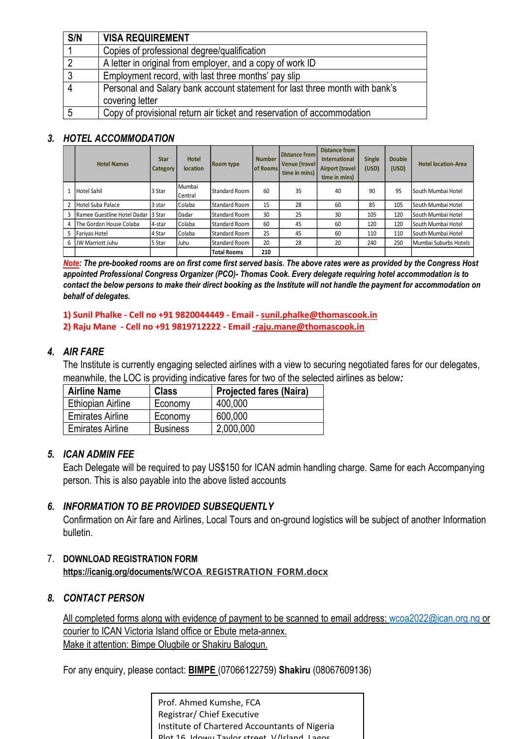| S/N | VISA REQUIREMENT |
|---|---|
| 1 | Copies of professional degree/qualification |
| 2 | A letter in original from employer, and a copy of work ID |
| 3 | Employment record, with last three months' pay slip |
| 4 | Personal and Salary bank account statement for last three month with bank's covering letter |
| 5 | Copy of provisional return air ticket and reservation of accommodation |

### 3. *HOTEL ACCOMMODATION*

| | Hotel Names | Star Category | Hotel location | Room type | Number of Rooms | Distance from Venue (travel time in mins) | Distance from International Airport (travel time in mins) | Single (USD) | Double (USD) | Hotel location-Area |
|---|---|---|---|---|---|---|---|---|---|---|
| 1 | Hotel Sahil | 3 Star | Mumbai Central | Standard Room | 60 | 35 | 40 | 90 | 95 | South Mumbai Hotel |
| 2 | Hotel Suba Palace | 3 star | Colaba | Standard Room | 15 | 28 | 60 | 85 | 105 | South Mumbai Hotel |
| 3 | Ramee Guestline Hotel Dadar | 3 Star | Dadar | Standard Room | 30 | 25 | 30 | 105 | 120 | South Mumbai Hotel |
| 4 | The Gordon House Colaba | 4-star | Colaba | Standard Room | 60 | 45 | 60 | 120 | 120 | South Mumbai Hotel |
| 5 | Fariyas Hotel | 4 Star | Colaba | Standard Room | 25 | 45 | 60 | 110 | 110 | South Mumbai Hotel |
| 6 | JW Marriott Juhu | 5 Star | Juhu | Standard Room | 20 | 28 | 20 | 240 | 250 | Mumbai Suburbs Hotels |
| | | | | **Total Rooms** | **210** | | | | | |

***Note**: The pre-booked rooms are on first come first served basis. The above rates were as provided by the Congress Host appointed Professional Congress Organizer (PCO)- Thomas Cook. Every delegate requiring hotel accommodation is to contact the below persons to make their direct booking as the Institute will not handle the payment for accommodation on behalf of delegates.*

**1) Sunil Phalke - Cell no +91 9820044449 - Email - sunil.phalke@thomascook.in**
**2) Raju Mane - Cell no +91 9819712222 - Email -raju.mane@thomascook.in**

### 4. *AIR FARE*

The Institute is currently engaging selected airlines with a view to securing negotiated fares for our delegates, meanwhile, the LOC is providing indicative fares for two of the selected airlines as below:

| Airline Name | Class | Projected fares (Naira) |
|---|---|---|
| Ethiopian Airline | Economy | 400,000 |
| Emirates Airline | Economy | 600,000 |
| Emirates Airline | Business | 2,000,000 |

### 5. *ICAN ADMIN FEE*

Each Delegate will be required to pay US$150 for ICAN admin handling charge. Same for each Accompanying person. This is also payable into the above listed accounts

### 6. *INFORMATION TO BE PROVIDED SUBSEQUENTLY*

Confirmation on Air fare and Airlines, Local Tours and on-ground logistics will be subject of another Information bulletin.

### 7. DOWNLOAD REGISTRATION FORM

**https://icanig.org/documents/WCOA_REGISTRATION_FORM.docx**

### 8. *CONTACT PERSON*

All completed forms along with evidence of payment to be scanned to email address: wcoa2022@ican.org.ng or courier to ICAN Victoria Island office or Ebute meta-annex.
Make it attention: Bimpe Olugbile or Shakiru Balogun.

For any enquiry, please contact: **BIMPE** (07066122759) **Shakiru** (08067609136)

Prof. Ahmed Kumshe, FCA
Registrar/ Chief Executive
Institute of Chartered Accountants of Nigeria
Plot 16, Idowu Taylor street, V/Island, Lagos